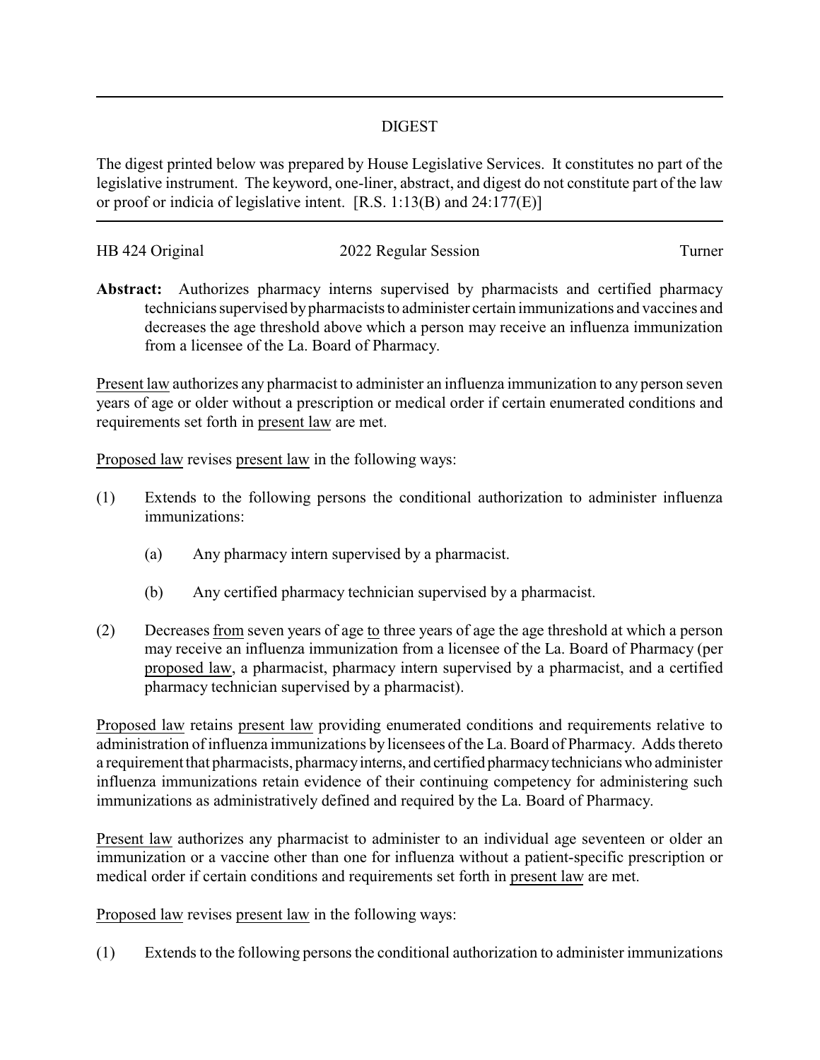# DIGEST

The digest printed below was prepared by House Legislative Services. It constitutes no part of the legislative instrument. The keyword, one-liner, abstract, and digest do not constitute part of the law or proof or indicia of legislative intent. [R.S. 1:13(B) and 24:177(E)]

---

HB 424 Original — 2022 Regular Session — Turner

**Abstract:** Authorizes pharmacy interns supervised by pharmacists and certified pharmacy technicians supervised by pharmacists to administer certain immunizations and vaccines and decreases the age threshold above which a person may receive an influenza immunization from a licensee of the La. Board of Pharmacy.

Present law authorizes any pharmacist to administer an influenza immunization to any person seven years of age or older without a prescription or medical order if certain enumerated conditions and requirements set forth in present law are met.

Proposed law revises present law in the following ways:

(1) Extends to the following persons the conditional authorization to administer influenza immunizations:

  (a) Any pharmacy intern supervised by a pharmacist.

  (b) Any certified pharmacy technician supervised by a pharmacist.

(2) Decreases from seven years of age to three years of age the age threshold at which a person may receive an influenza immunization from a licensee of the La. Board of Pharmacy (per proposed law, a pharmacist, pharmacy intern supervised by a pharmacist, and a certified pharmacy technician supervised by a pharmacist).

Proposed law retains present law providing enumerated conditions and requirements relative to administration of influenza immunizations by licensees of the La. Board of Pharmacy. Adds thereto a requirement that pharmacists, pharmacy interns, and certified pharmacy technicians who administer influenza immunizations retain evidence of their continuing competency for administering such immunizations as administratively defined and required by the La. Board of Pharmacy.

Present law authorizes any pharmacist to administer to an individual age seventeen or older an immunization or a vaccine other than one for influenza without a patient-specific prescription or medical order if certain conditions and requirements set forth in present law are met.

Proposed law revises present law in the following ways:

(1) Extends to the following persons the conditional authorization to administer immunizations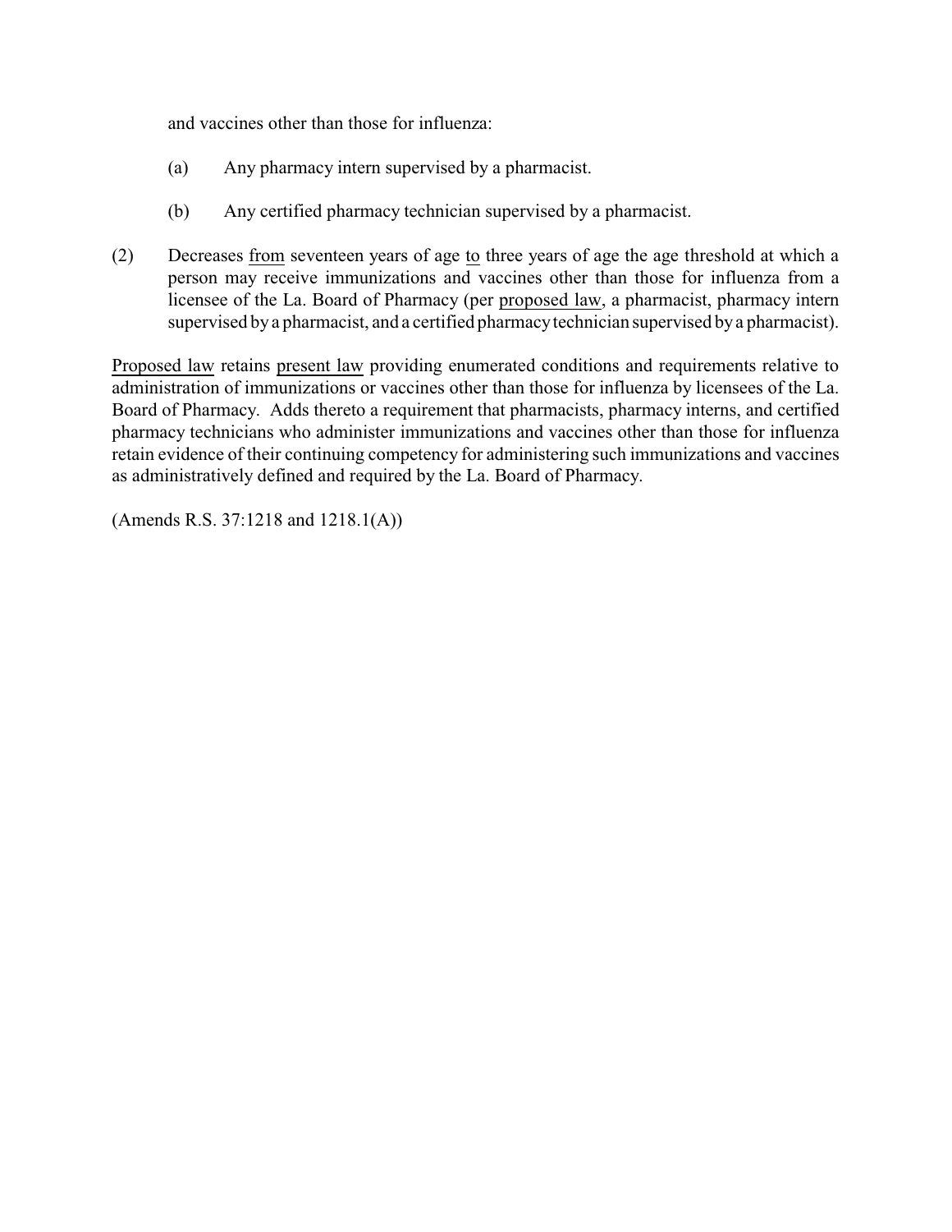and vaccines other than those for influenza:

(a) Any pharmacy intern supervised by a pharmacist.

(b) Any certified pharmacy technician supervised by a pharmacist.

(2) Decreases <u>from</u> seventeen years of age <u>to</u> three years of age the age threshold at which a person may receive immunizations and vaccines other than those for influenza from a licensee of the La. Board of Pharmacy (per <u>proposed law</u>, a pharmacist, pharmacy intern supervised by a pharmacist, and a certified pharmacy technician supervised by a pharmacist).

<u>Proposed law</u> retains <u>present law</u> providing enumerated conditions and requirements relative to administration of immunizations or vaccines other than those for influenza by licensees of the La. Board of Pharmacy. Adds thereto a requirement that pharmacists, pharmacy interns, and certified pharmacy technicians who administer immunizations and vaccines other than those for influenza retain evidence of their continuing competency for administering such immunizations and vaccines as administratively defined and required by the La. Board of Pharmacy.

(Amends R.S. 37:1218 and 1218.1(A))